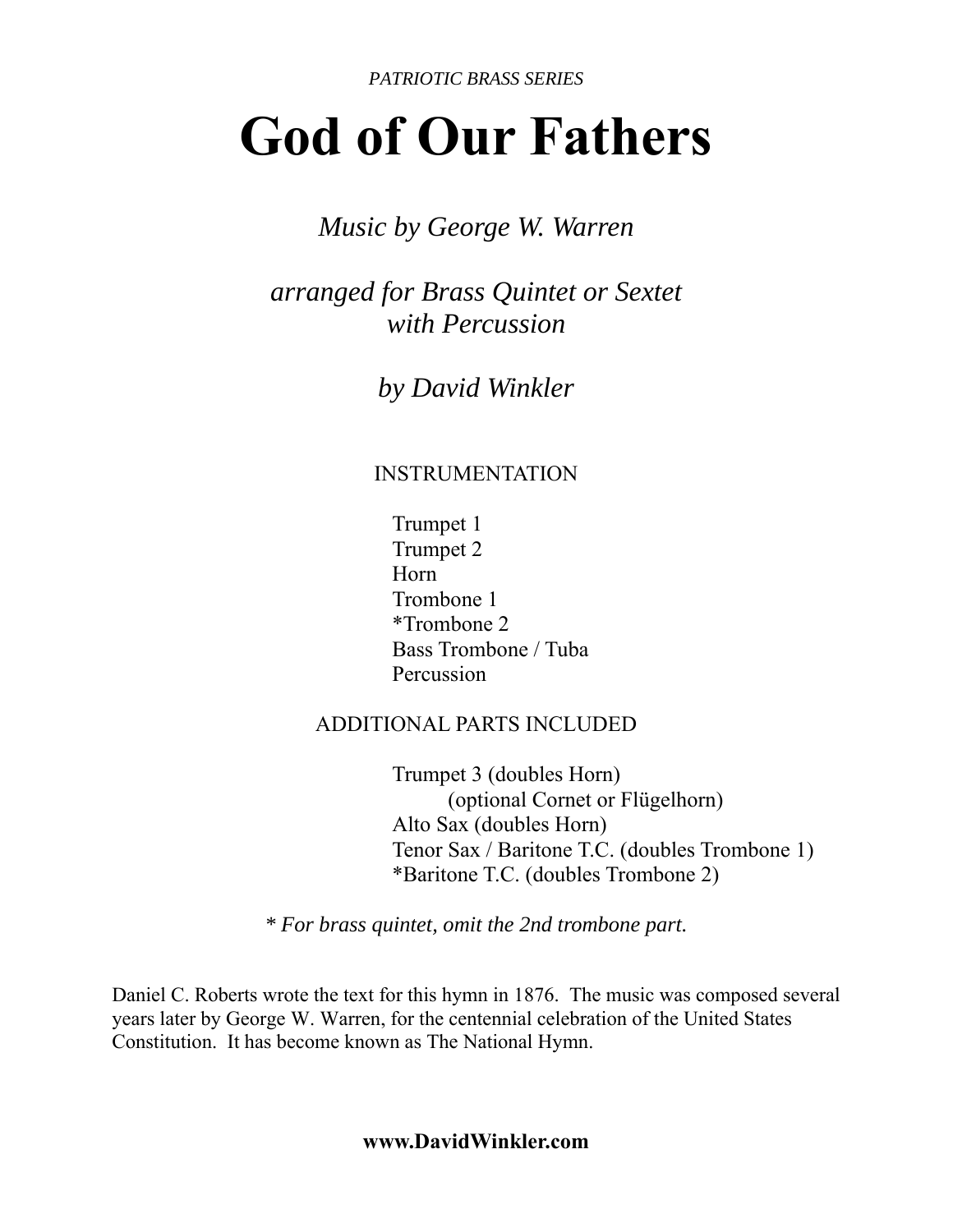*PATRIOTIC BRASS SERIES*

# God of Our Fathers

*Music by George W. Warren*

*arranged for Brass Quintet or Sextet with Percussion*

*by David Winkler*

INSTRUMENTATION

- Trumpet 1
- Trumpet 2
- Horn
- Trombone 1
- *Trombone 2
- Bass Trombone / Tuba
- Percussion

ADDITIONAL PARTS INCLUDED

- Trumpet 3 (doubles Horn)
  - (optional Cornet or Flügelhorn)
- Alto Sax (doubles Horn)
- Tenor Sax / Baritone T.C. (doubles Trombone 1)
- *Baritone T.C. (doubles Trombone 2)

*\* For brass quintet, omit the 2nd trombone part.*

Daniel C. Roberts wrote the text for this hymn in 1876. The music was composed several years later by George W. Warren, for the centennial celebration of the United States Constitution. It has become known as The National Hymn.

**www.DavidWinkler.com**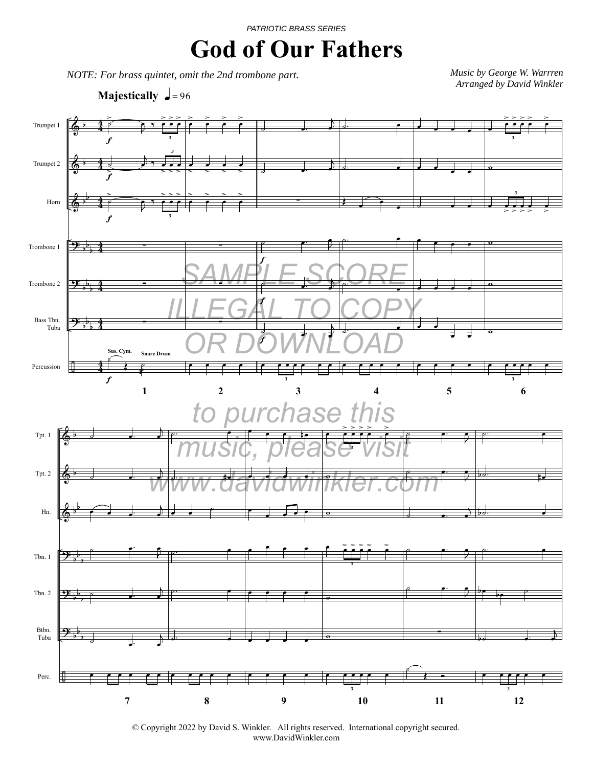*PATRIOTIC BRASS SERIES*

# God of Our Fathers

*NOTE: For brass quintet, omit the 2nd trombone part.*

*Music by George W. Warrren*
*Arranged by David Winkler*

**Majestically** ♩ = 96

SAMPLE SCORE
ILLEGAL TO COPY
OR DOWNLOAD

to purchase this
music, please visit
www.davidwinkler.com

© Copyright 2022 by David S. Winkler. All rights reserved. International copyright secured.
www.DavidWinkler.com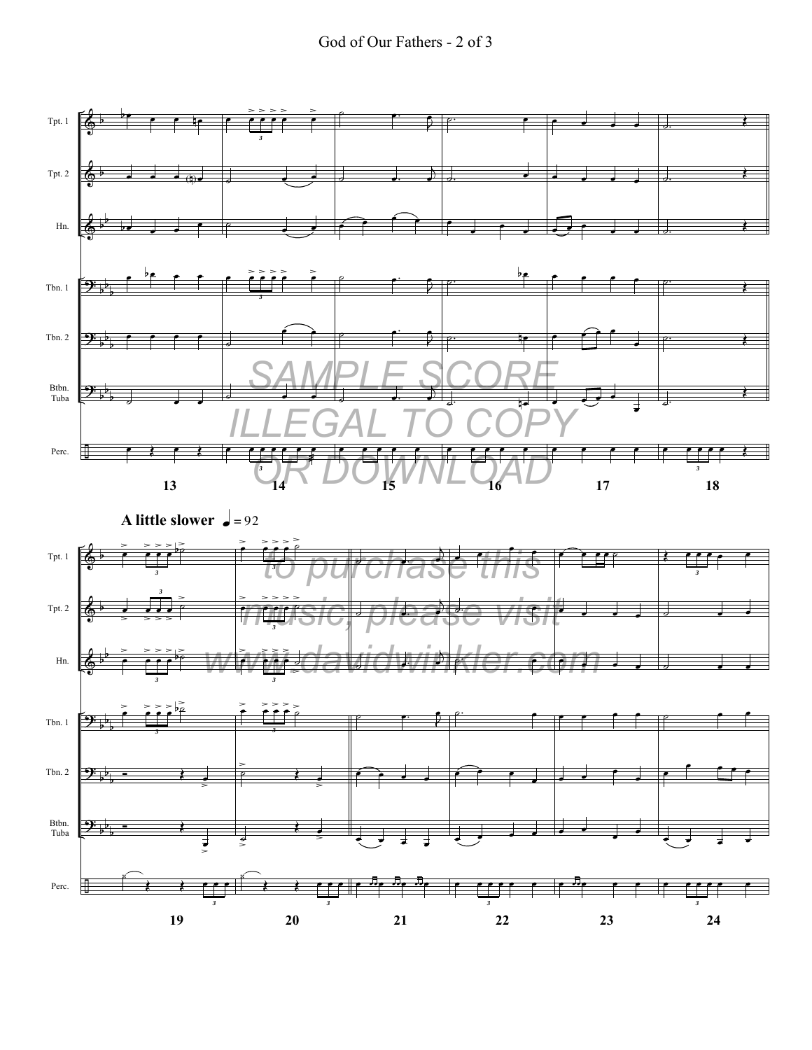SAMPLE SCORE
ILLEGAL TO COPY
OR DOWNLOAD

**A little slower** ♩ = 92

to purchase this music, please visit www.davidwinkler.com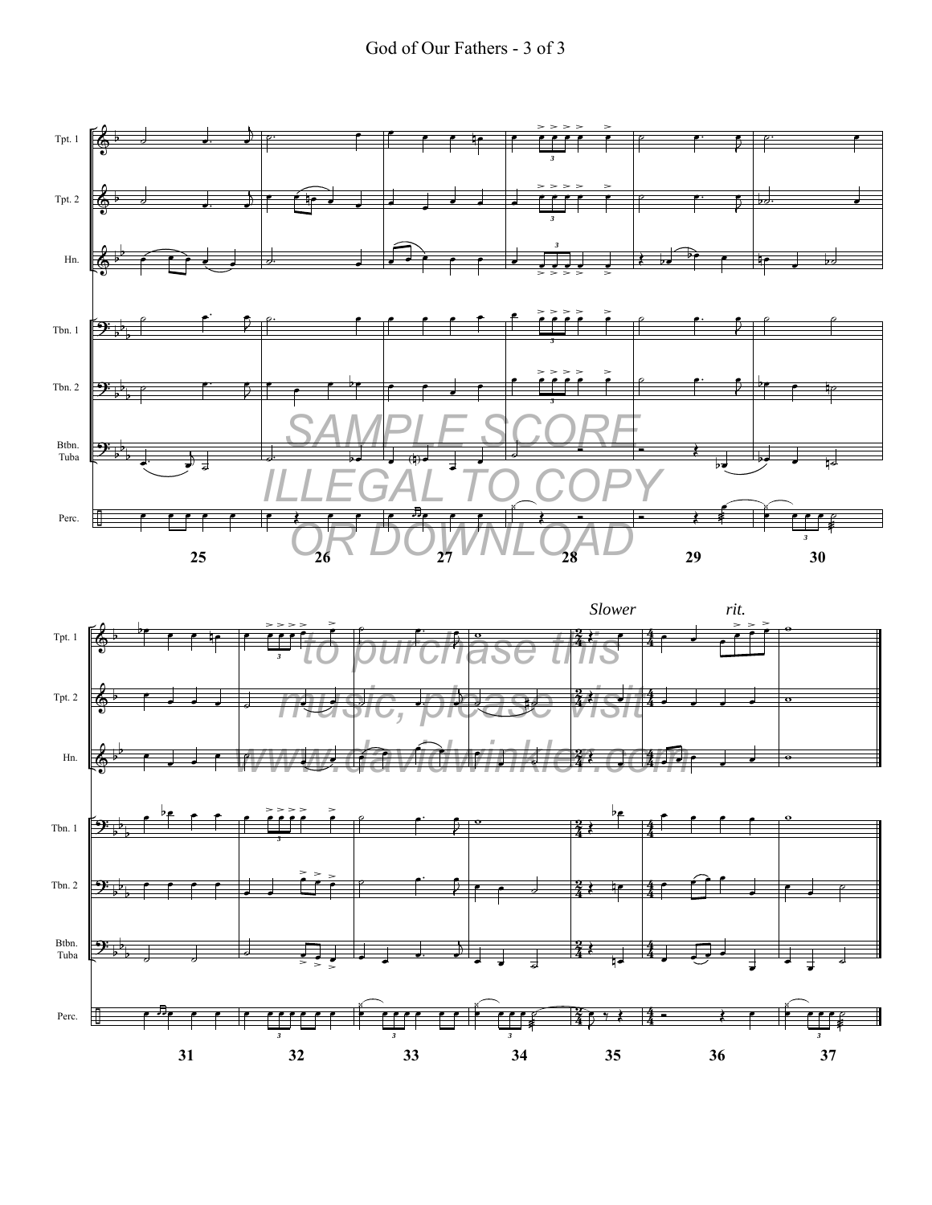Tpt. 1

Tpt. 2

Hn.

Tbn. 1

Tbn. 2

Btbn. Tuba

Perc.

25 26 27 28 29 30

SAMPLE SCORE ILLEGAL TO COPY OR DOWNLOAD

*Slower* *rit.*

Tpt. 1

Tpt. 2

Hn.

Tbn. 1

Tbn. 2

Btbn. Tuba

Perc.

31 32 33 34 35 36 37

to purchase this music, please visit www.davidwinkler.com